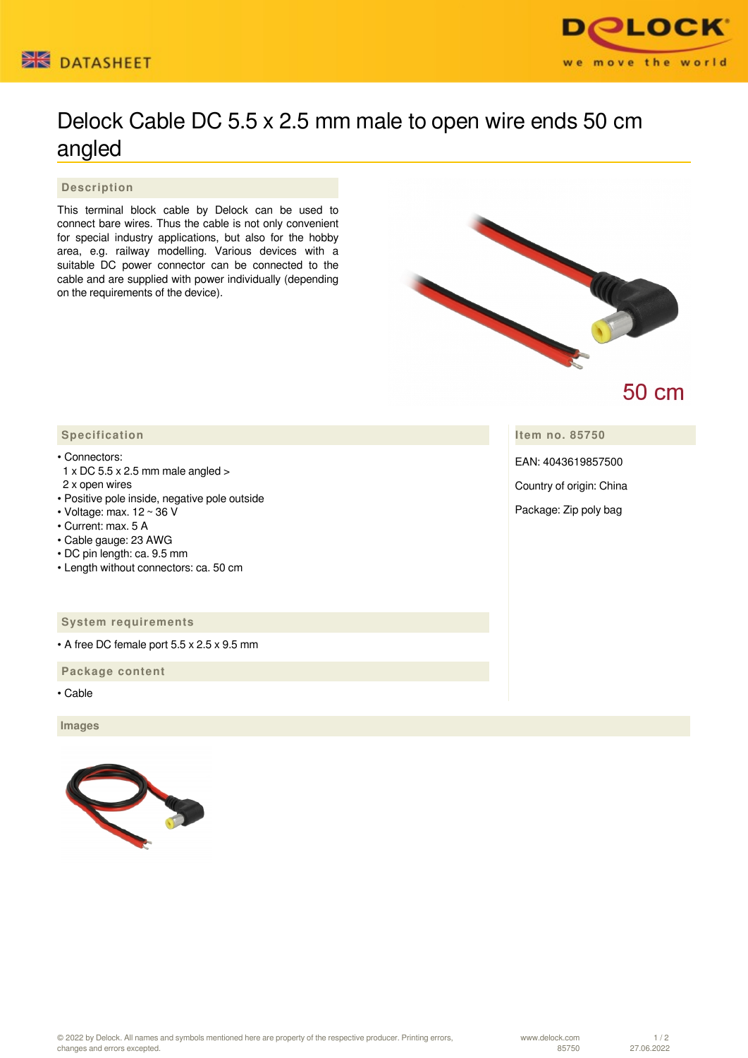# Delock Cable DC 5.5 x 2.5 mm male to open wire ends 50 cm angled

## Description

This terminal block cable by Delock can be used to connect bare wires. Thus the cable is not only convenient for special industry applications, but also for the hobby area, e.g. railway modelling. Various devices with a suitable DC power connector can be connected to the cable and are supplied with power individually (depending on the requirements of the device).

50 cm

## Specification

- Connectors:
  1 x DC 5.5 x 2.5 mm male angled >
  2 x open wires
- Positive pole inside, negative pole outside
- Voltage: max. 12 ~ 36 V
- Current: max. 5 A
- Cable gauge: 23 AWG
- DC pin length: ca. 9.5 mm
- Length without connectors: ca. 50 cm

## Item no. 85750

EAN: 4043619857500

Country of origin: China

Package: Zip poly bag

## System requirements

- A free DC female port 5.5 x 2.5 x 9.5 mm

## Package content

- Cable

## Images

© 2022 by Delock. All names and symbols mentioned here are property of the respective producer. Printing errors, changes and errors excepted.

www.delock.com 85750

27.06.2022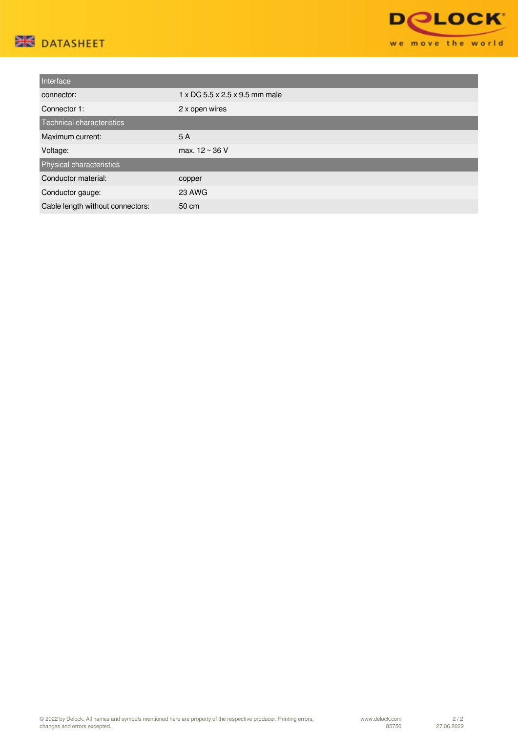| | |
|---|---|
| **Interface** | |
| connector: | 1 x DC 5.5 x 2.5 x 9.5 mm male |
| Connector 1: | 2 x open wires |
| **Technical characteristics** | |
| Maximum current: | 5 A |
| Voltage: | max. 12 ~ 36 V |
| **Physical characteristics** | |
| Conductor material: | copper |
| Conductor gauge: | 23 AWG |
| Cable length without connectors: | 50 cm |

© 2022 by Delock. All names and symbols mentioned here are property of the respective producer. Printing errors, changes and errors excepted.

www.delock.com
85750
27.06.2022